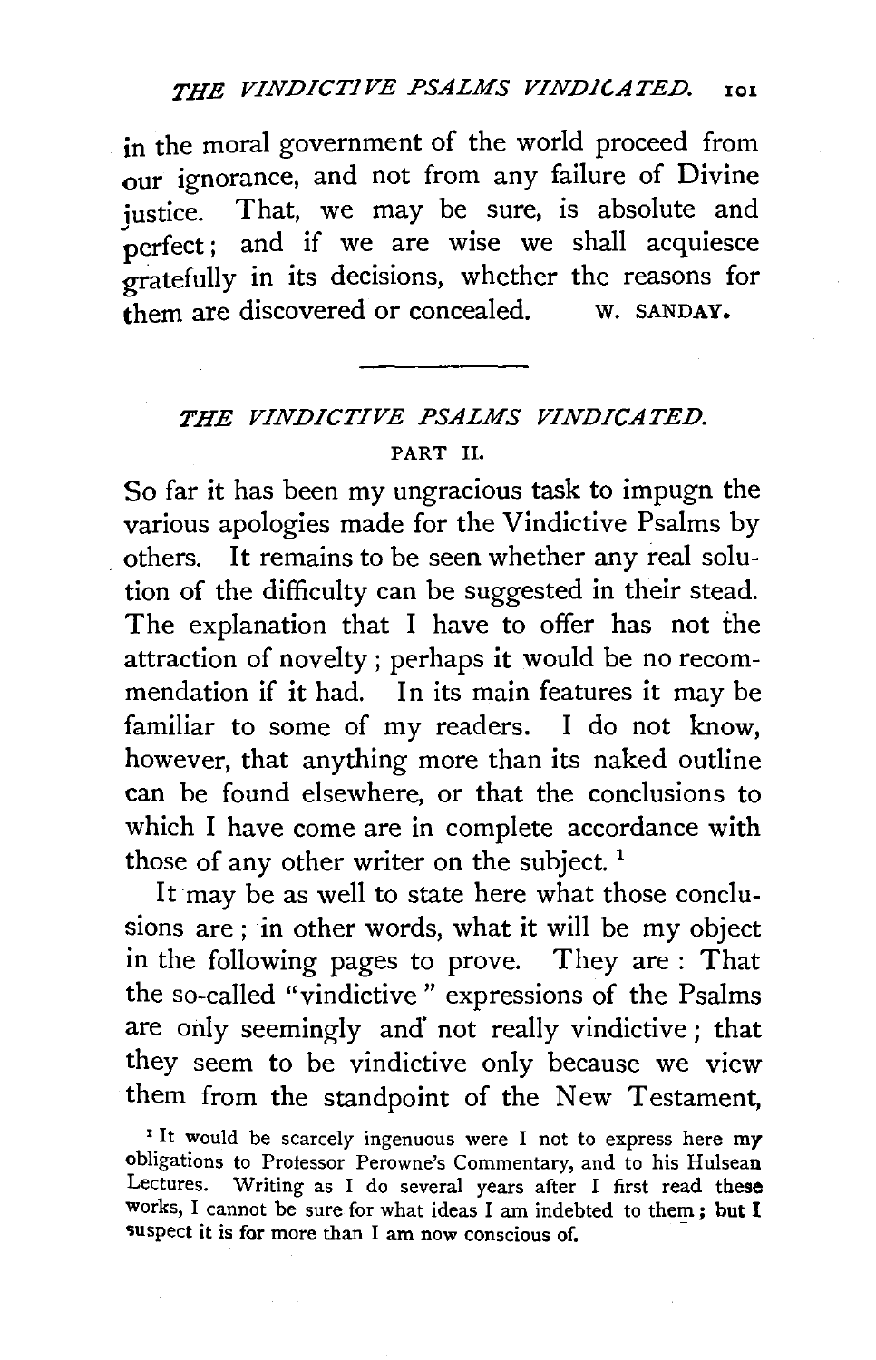in the moral government of the world proceed from our ignorance, and not from any failure of Divine justice. That, we may be sure, is absolute and perfect; and if we are wise we shall acquiesce gratefully in its decisions, whether the reasons for them are discovered or concealed. W. SANDAY.

---

## *THE VINDICTIVE PSALMS VINDICATED.*

### PART II.

So far it has been my ungracious task to impugn the various apologies made for the Vindictive Psalms by others. It remains to be seen whether any real solution of the difficulty can be suggested in their stead. The explanation that I have to offer has not the attraction of novelty; perhaps it would be no recommendation if it had. In its main features it may be familiar to some of my readers. I do not know, however, that anything more than its naked outline can be found elsewhere, or that the conclusions to which I have come are in complete accordance with those of any other writer on the subject.[1]

It may be as well to state here what those conclusions are; in other words, what it will be my object in the following pages to prove. They are: That the so-called "vindictive" expressions of the Psalms are only seemingly and not really vindictive; that they seem to be vindictive only because we view them from the standpoint of the New Testament,

[1] It would be scarcely ingenuous were I not to express here my obligations to Professor Perowne's Commentary, and to his Hulsean Lectures. Writing as I do several years after I first read these works, I cannot be sure for what ideas I am indebted to them; but I suspect it is for more than I am now conscious of.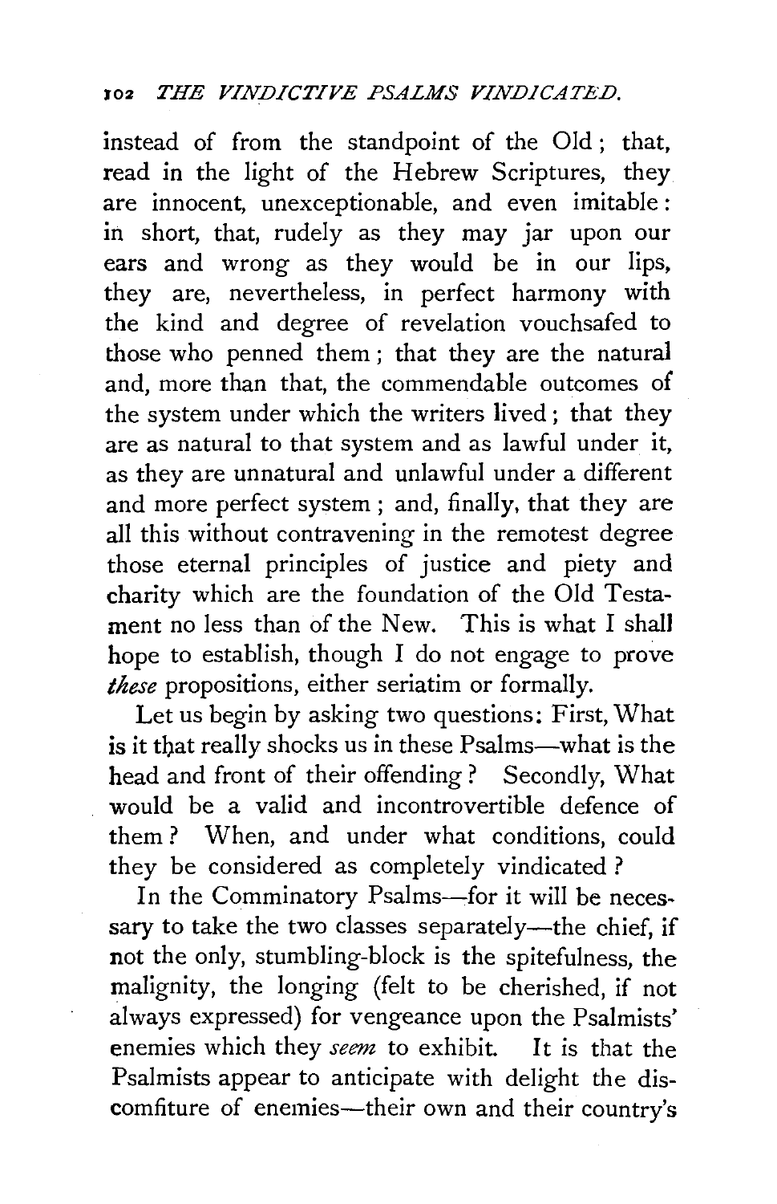instead of from the standpoint of the Old; that, read in the light of the Hebrew Scriptures, they are innocent, unexceptionable, and even imitable: in short, that, rudely as they may jar upon our ears and wrong as they would be in our lips, they are, nevertheless, in perfect harmony with the kind and degree of revelation vouchsafed to those who penned them; that they are the natural and, more than that, the commendable outcomes of the system under which the writers lived; that they are as natural to that system and as lawful under it, as they are unnatural and unlawful under a different and more perfect system; and, finally, that they are all this without contravening in the remotest degree those eternal principles of justice and piety and charity which are the foundation of the Old Testament no less than of the New. This is what I shall hope to establish, though I do not engage to prove *these* propositions, either seriatim or formally.

Let us begin by asking two questions: First, What is it that really shocks us in these Psalms—what is the head and front of their offending? Secondly, What would be a valid and incontrovertible defence of them? When, and under what conditions, could they be considered as completely vindicated?

In the Comminatory Psalms—for it will be necessary to take the two classes separately—the chief, if not the only, stumbling-block is the spitefulness, the malignity, the longing (felt to be cherished, if not always expressed) for vengeance upon the Psalmists' enemies which they *seem* to exhibit. It is that the Psalmists appear to anticipate with delight the discomfiture of enemies—their own and their country's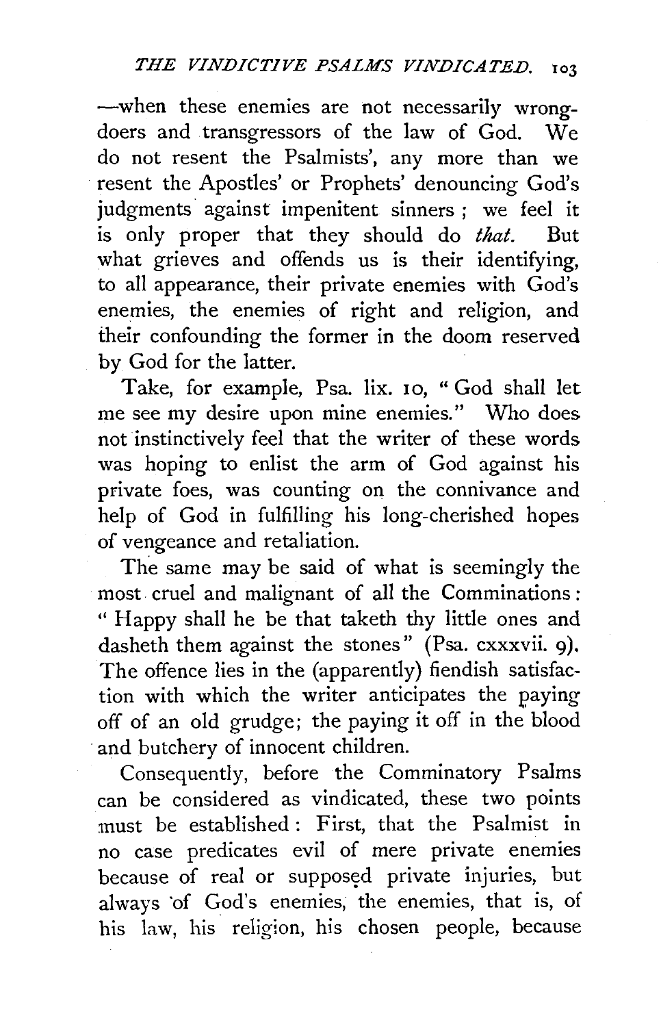—when these enemies are not necessarily wrong-doers and transgressors of the law of God. We do not resent the Psalmists', any more than we resent the Apostles' or Prophets' denouncing God's judgments against impenitent sinners ; we feel it is only proper that they should do *that.* But what grieves and offends us is their identifying, to all appearance, their private enemies with God's enemies, the enemies of right and religion, and their confounding the former in the doom reserved by God for the latter.

Take, for example, Psa. lix. 10, " God shall let me see my desire upon mine enemies." Who does not instinctively feel that the writer of these words was hoping to enlist the arm of God against his private foes, was counting on the connivance and help of God in fulfilling his long-cherished hopes of vengeance and retaliation.

The same may be said of what is seemingly the most cruel and malignant of all the Comminations : " Happy shall he be that taketh thy little ones and dasheth them against the stones" (Psa. cxxxvii. 9). The offence lies in the (apparently) fiendish satisfaction with which the writer anticipates the paying off of an old grudge; the paying it off in the blood and butchery of innocent children.

Consequently, before the Comminatory Psalms can be considered as vindicated, these two points must be established : First, that the Psalmist in no case predicates evil of mere private enemies because of real or supposed private injuries, but always of God's enemies, the enemies, that is, of his law, his religion, his chosen people, because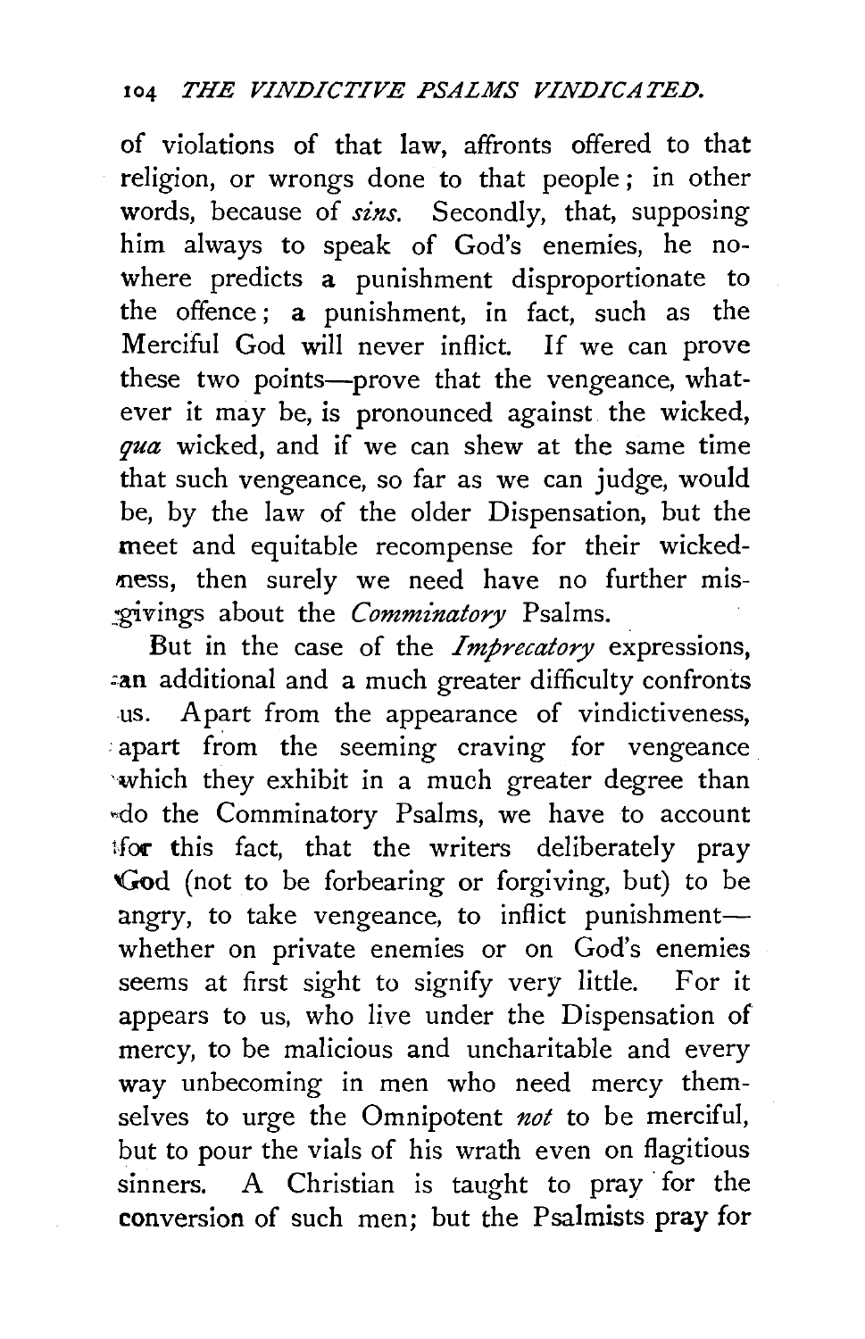of violations of that law, affronts offered to that religion, or wrongs done to that people; in other words, because of *sins*. Secondly, that, supposing him always to speak of God's enemies, he nowhere predicts a punishment disproportionate to the offence; a punishment, in fact, such as the Merciful God will never inflict. If we can prove these two points—prove that the vengeance, whatever it may be, is pronounced against the wicked, *qua* wicked, and if we can shew at the same time that such vengeance, so far as we can judge, would be, by the law of the older Dispensation, but the meet and equitable recompense for their wickedness, then surely we need have no further misgivings about the *Comminatory* Psalms.

But in the case of the *Imprecatory* expressions, an additional and a much greater difficulty confronts us. Apart from the appearance of vindictiveness, apart from the seeming craving for vengeance which they exhibit in a much greater degree than do the Comminatory Psalms, we have to account for this fact, that the writers deliberately pray God (not to be forbearing or forgiving, but) to be angry, to take vengeance, to inflict punishment—whether on private enemies or on God's enemies seems at first sight to signify very little. For it appears to us, who live under the Dispensation of mercy, to be malicious and uncharitable and every way unbecoming in men who need mercy themselves to urge the Omnipotent *not* to be merciful, but to pour the vials of his wrath even on flagitious sinners. A Christian is taught to pray for the conversion of such men; but the Psalmists pray for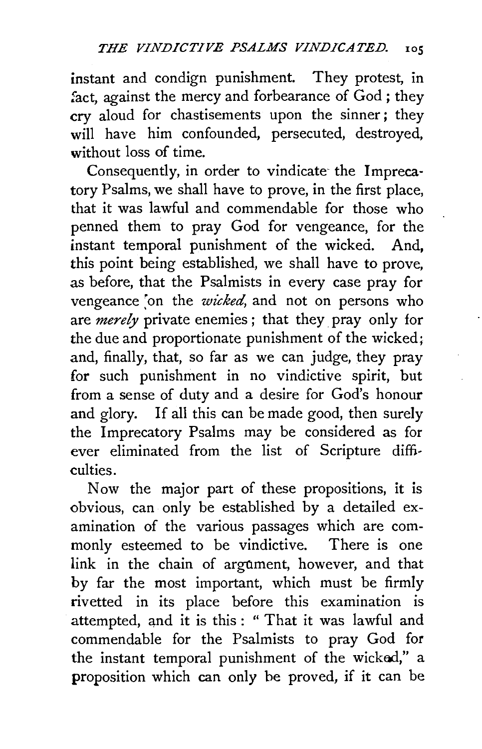instant and condign punishment. They protest, in fact, against the mercy and forbearance of God; they cry aloud for chastisements upon the sinner; they will have him confounded, persecuted, destroyed, without loss of time.

Consequently, in order to vindicate the Imprecatory Psalms, we shall have to prove, in the first place, that it was lawful and commendable for those who penned them to pray God for vengeance, for the instant temporal punishment of the wicked. And, this point being established, we shall have to prove, as before, that the Psalmists in every case pray for vengeance on the *wicked*, and not on persons who are *merely* private enemies; that they pray only for the due and proportionate punishment of the wicked; and, finally, that, so far as we can judge, they pray for such punishment in no vindictive spirit, but from a sense of duty and a desire for God's honour and glory. If all this can be made good, then surely the Imprecatory Psalms may be considered as for ever eliminated from the list of Scripture difficulties.

Now the major part of these propositions, it is obvious, can only be established by a detailed examination of the various passages which are commonly esteemed to be vindictive. There is one link in the chain of argument, however, and that by far the most important, which must be firmly rivetted in its place before this examination is attempted, and it is this: "That it was lawful and commendable for the Psalmists to pray God for the instant temporal punishment of the wicked," a proposition which can only be proved, if it can be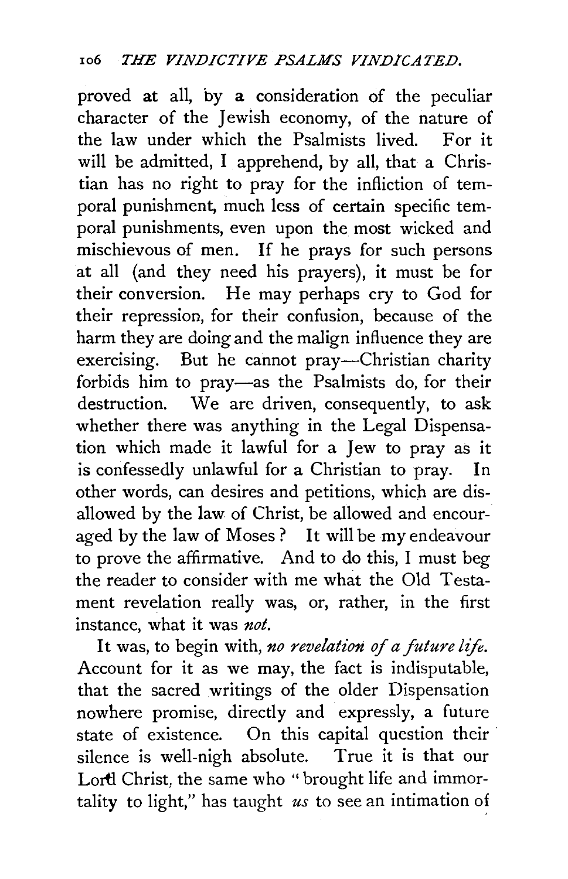proved at all, by a consideration of the peculiar character of the Jewish economy, of the nature of the law under which the Psalmists lived. For it will be admitted, I apprehend, by all, that a Christian has no right to pray for the infliction of temporal punishment, much less of certain specific temporal punishments, even upon the most wicked and mischievous of men. If he prays for such persons at all (and they need his prayers), it must be for their conversion. He may perhaps cry to God for their repression, for their confusion, because of the harm they are doing and the malign influence they are exercising. But he cannot pray—Christian charity forbids him to pray—as the Psalmists do, for their destruction. We are driven, consequently, to ask whether there was anything in the Legal Dispensation which made it lawful for a Jew to pray as it is confessedly unlawful for a Christian to pray. In other words, can desires and petitions, which are disallowed by the law of Christ, be allowed and encouraged by the law of Moses? It will be my endeavour to prove the affirmative. And to do this, I must beg the reader to consider with me what the Old Testament revelation really was, or, rather, in the first instance, what it was *not*.

It was, to begin with, *no revelation of a future life*. Account for it as we may, the fact is indisputable, that the sacred writings of the older Dispensation nowhere promise, directly and expressly, a future state of existence. On this capital question their silence is well-nigh absolute. True it is that our Lord Christ, the same who "brought life and immortality to light," has taught *us* to see an intimation of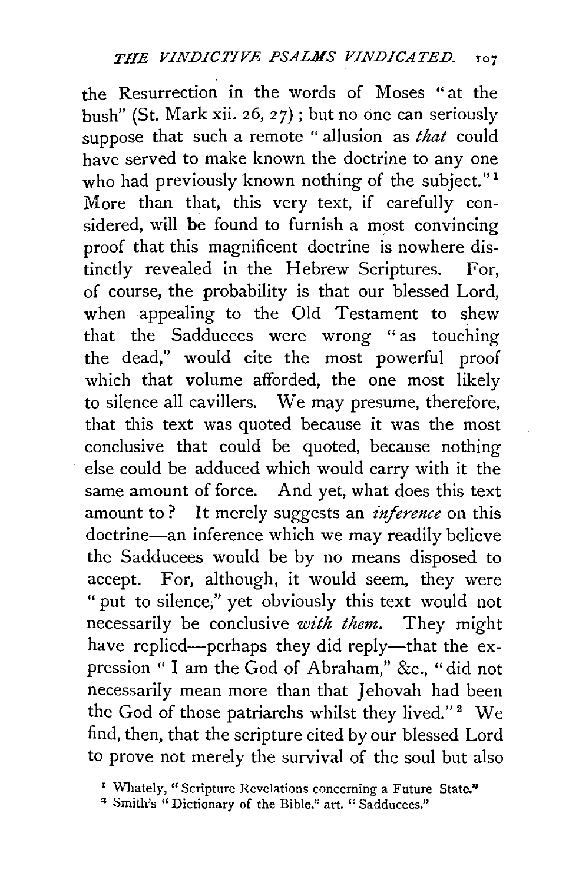the Resurrection in the words of Moses "at the bush" (St. Mark xii. 26, 27); but no one can seriously suppose that such a remote "allusion as *that* could have served to make known the doctrine to any one who had previously known nothing of the subject."[1] More than that, this very text, if carefully considered, will be found to furnish a most convincing proof that this magnificent doctrine is nowhere distinctly revealed in the Hebrew Scriptures. For, of course, the probability is that our blessed Lord, when appealing to the Old Testament to shew that the Sadducees were wrong "as touching the dead," would cite the most powerful proof which that volume afforded, the one most likely to silence all cavillers. We may presume, therefore, that this text was quoted because it was the most conclusive that could be quoted, because nothing else could be adduced which would carry with it the same amount of force. And yet, what does this text amount to? It merely suggests an *inference* on this doctrine—an inference which we may readily believe the Sadducees would be by no means disposed to accept. For, although, it would seem, they were "put to silence," yet obviously this text would not necessarily be conclusive *with them*. They might have replied—perhaps they did reply—that the expression "I am the God of Abraham," &c., "did not necessarily mean more than that Jehovah had been the God of those patriarchs whilst they lived."[2] We find, then, that the scripture cited by our blessed Lord to prove not merely the survival of the soul but also

[1] Whately, "Scripture Revelations concerning a Future State."

[2] Smith's "Dictionary of the Bible." art. "Sadducees."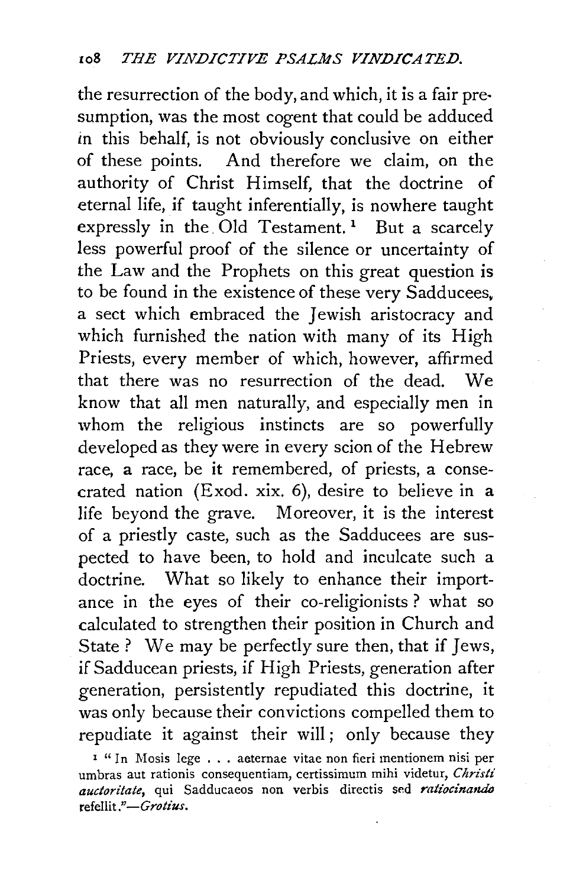the resurrection of the body, and which, it is a fair presumption, was the most cogent that could be adduced in this behalf, is not obviously conclusive on either of these points. And therefore we claim, on the authority of Christ Himself, that the doctrine of eternal life, if taught inferentially, is nowhere taught expressly in the Old Testament.[1] But a scarcely less powerful proof of the silence or uncertainty of the Law and the Prophets on this great question is to be found in the existence of these very Sadducees, a sect which embraced the Jewish aristocracy and which furnished the nation with many of its High Priests, every member of which, however, affirmed that there was no resurrection of the dead. We know that all men naturally, and especially men in whom the religious instincts are so powerfully developed as they were in every scion of the Hebrew race, a race, be it remembered, of priests, a consecrated nation (Exod. xix. 6), desire to believe in a life beyond the grave. Moreover, it is the interest of a priestly caste, such as the Sadducees are suspected to have been, to hold and inculcate such a doctrine. What so likely to enhance their importance in the eyes of their co-religionists? what so calculated to strengthen their position in Church and State? We may be perfectly sure then, that if Jews, if Sadducean priests, if High Priests, generation after generation, persistently repudiated this doctrine, it was only because their convictions compelled them to repudiate it against their will; only because they

[1] "In Mosis lege . . . aeternae vitae non fieri mentionem nisi per umbras aut rationis consequentiam, certissimum mihi videtur, *Christi auctoritate*, qui Sadducaeos non verbis directis sed *ratiocinando* refellit."—*Grotius*.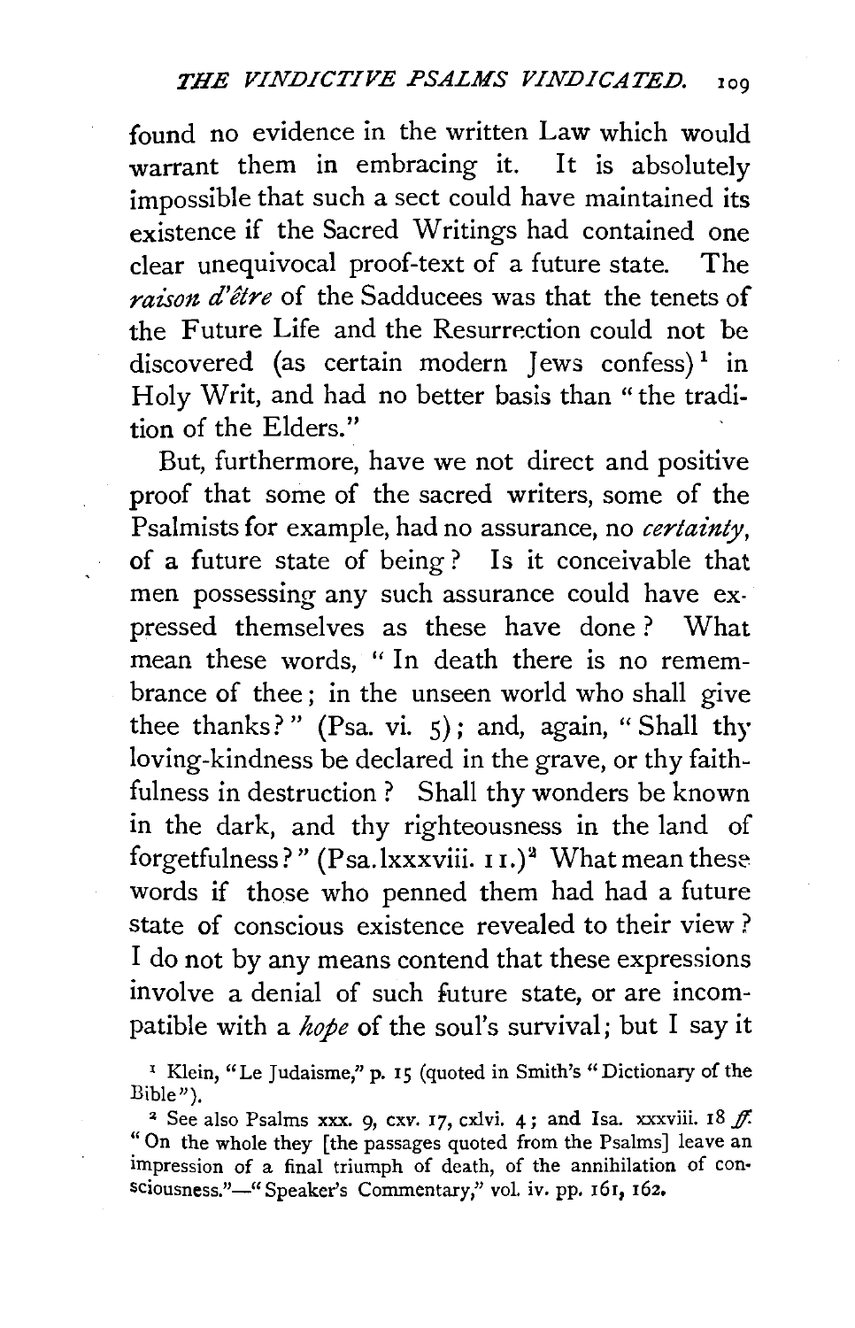found no evidence in the written Law which would warrant them in embracing it. It is absolutely impossible that such a sect could have maintained its existence if the Sacred Writings had contained one clear unequivocal proof-text of a future state. The *raison d'être* of the Sadducees was that the tenets of the Future Life and the Resurrection could not be discovered (as certain modern Jews confess)[1] in Holy Writ, and had no better basis than "the tradition of the Elders."

But, furthermore, have we not direct and positive proof that some of the sacred writers, some of the Psalmists for example, had no assurance, no *certainty*, of a future state of being? Is it conceivable that men possessing any such assurance could have expressed themselves as these have done? What mean these words, "In death there is no remembrance of thee; in the unseen world who shall give thee thanks?" (Psa. vi. 5); and, again, "Shall thy loving-kindness be declared in the grave, or thy faithfulness in destruction? Shall thy wonders be known in the dark, and thy righteousness in the land of forgetfulness?" (Psa. lxxxviii. 11.)[2] What mean these words if those who penned them had had a future state of conscious existence revealed to their view? I do not by any means contend that these expressions involve a denial of such future state, or are incompatible with a *hope* of the soul's survival; but I say it

[1] Klein, "Le Judaisme," p. 15 (quoted in Smith's "Dictionary of the Bible").

[2] See also Psalms xxx. 9, cxv. 17, cxlvi. 4; and Isa. xxxviii. 18 *ff.* "On the whole they [the passages quoted from the Psalms] leave an impression of a final triumph of death, of the annihilation of consciousness."—"Speaker's Commentary," vol. iv. pp. 161, 162.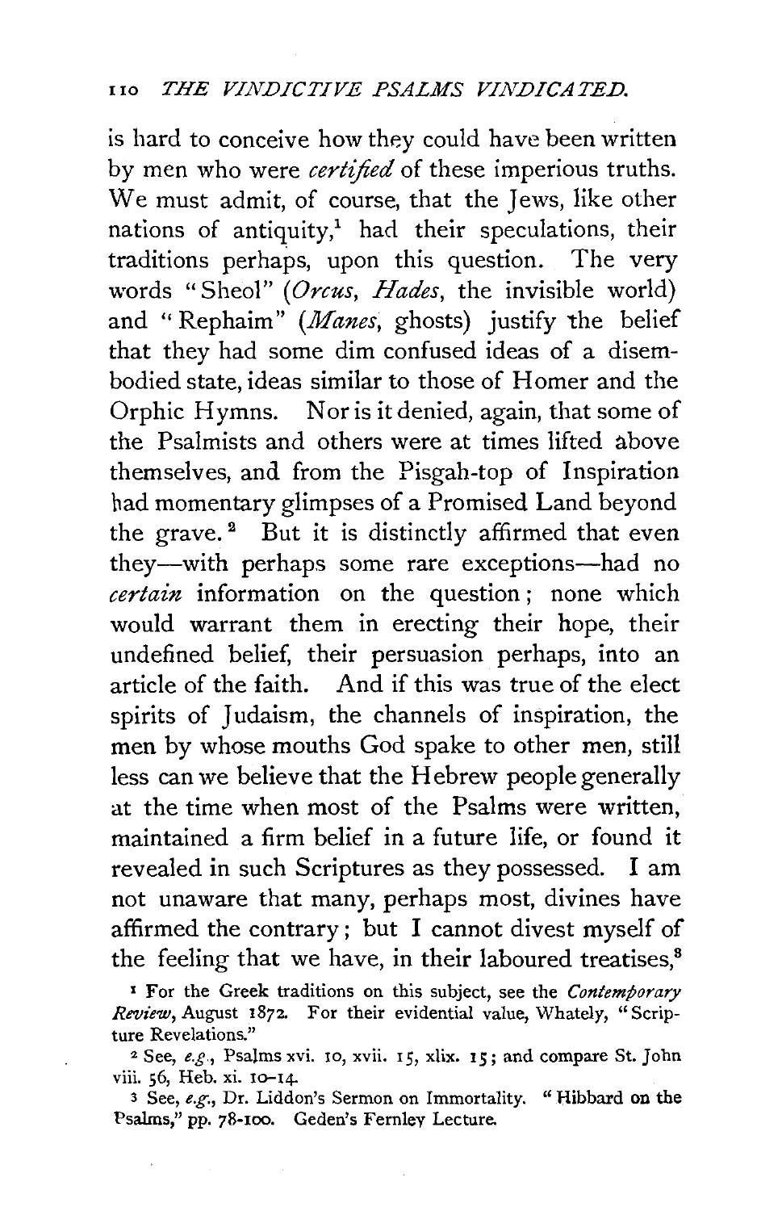is hard to conceive how they could have been written by men who were *certified* of these imperious truths. We must admit, of course, that the Jews, like other nations of antiquity,[1] had their speculations, their traditions perhaps, upon this question. The very words "Sheol" (*Orcus*, *Hades*, the invisible world) and "Rephaim" (*Manes*, ghosts) justify the belief that they had some dim confused ideas of a disembodied state, ideas similar to those of Homer and the Orphic Hymns. Nor is it denied, again, that some of the Psalmists and others were at times lifted above themselves, and from the Pisgah-top of Inspiration had momentary glimpses of a Promised Land beyond the grave.[2] But it is distinctly affirmed that even they—with perhaps some rare exceptions—had no *certain* information on the question; none which would warrant them in erecting their hope, their undefined belief, their persuasion perhaps, into an article of the faith. And if this was true of the elect spirits of Judaism, the channels of inspiration, the men by whose mouths God spake to other men, still less can we believe that the Hebrew people generally at the time when most of the Psalms were written, maintained a firm belief in a future life, or found it revealed in such Scriptures as they possessed. I am not unaware that many, perhaps most, divines have affirmed the contrary; but I cannot divest myself of the feeling that we have, in their laboured treatises,[3]

[1] For the Greek traditions on this subject, see the *Contemporary Review*, August 1872. For their evidential value, Whately, "Scripture Revelations."

[2] See, *e.g.*, Psalms xvi. 10, xvii. 15, xlix. 15; and compare St. John viii. 56, Heb. xi. 10–14.

[3] See, *e.g.*, Dr. Liddon's Sermon on Immortality. "Hibbard on the Psalms," pp. 78-100. Geden's Fernley Lecture.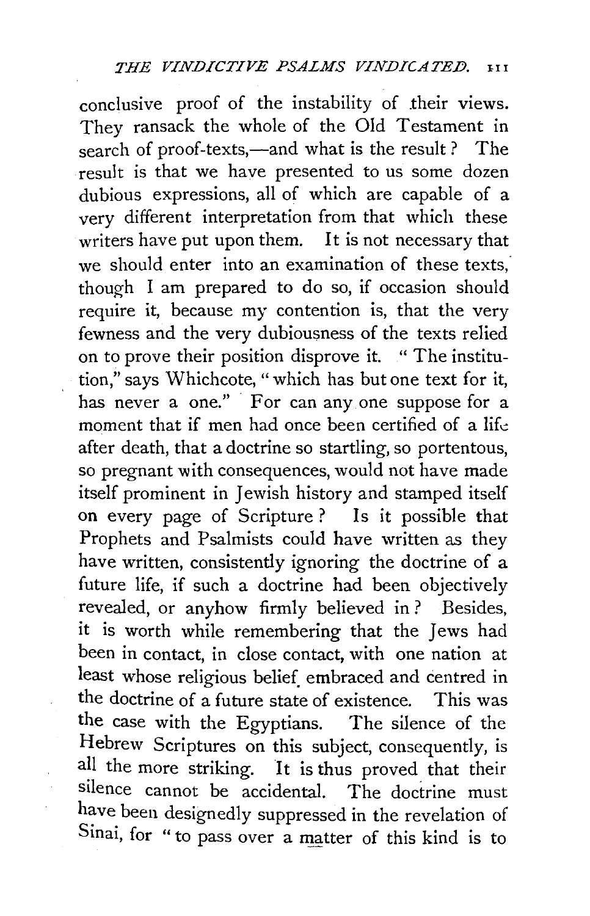conclusive proof of the instability of their views. They ransack the whole of the Old Testament in search of proof-texts,—and what is the result? The result is that we have presented to us some dozen dubious expressions, all of which are capable of a very different interpretation from that which these writers have put upon them. It is not necessary that we should enter into an examination of these texts, though I am prepared to do so, if occasion should require it, because my contention is, that the very fewness and the very dubiousness of the texts relied on to prove their position disprove it. "The institution," says Whichcote, "which has but one text for it, has never a one." For can any one suppose for a moment that if men had once been certified of a life after death, that a doctrine so startling, so portentous, so pregnant with consequences, would not have made itself prominent in Jewish history and stamped itself on every page of Scripture? Is it possible that Prophets and Psalmists could have written as they have written, consistently ignoring the doctrine of a future life, if such a doctrine had been objectively revealed, or anyhow firmly believed in? Besides, it is worth while remembering that the Jews had been in contact, in close contact, with one nation at least whose religious belief embraced and centred in the doctrine of a future state of existence. This was the case with the Egyptians. The silence of the Hebrew Scriptures on this subject, consequently, is all the more striking. It is thus proved that their silence cannot be accidental. The doctrine must have been designedly suppressed in the revelation of Sinai, for "to pass over a matter of this kind is to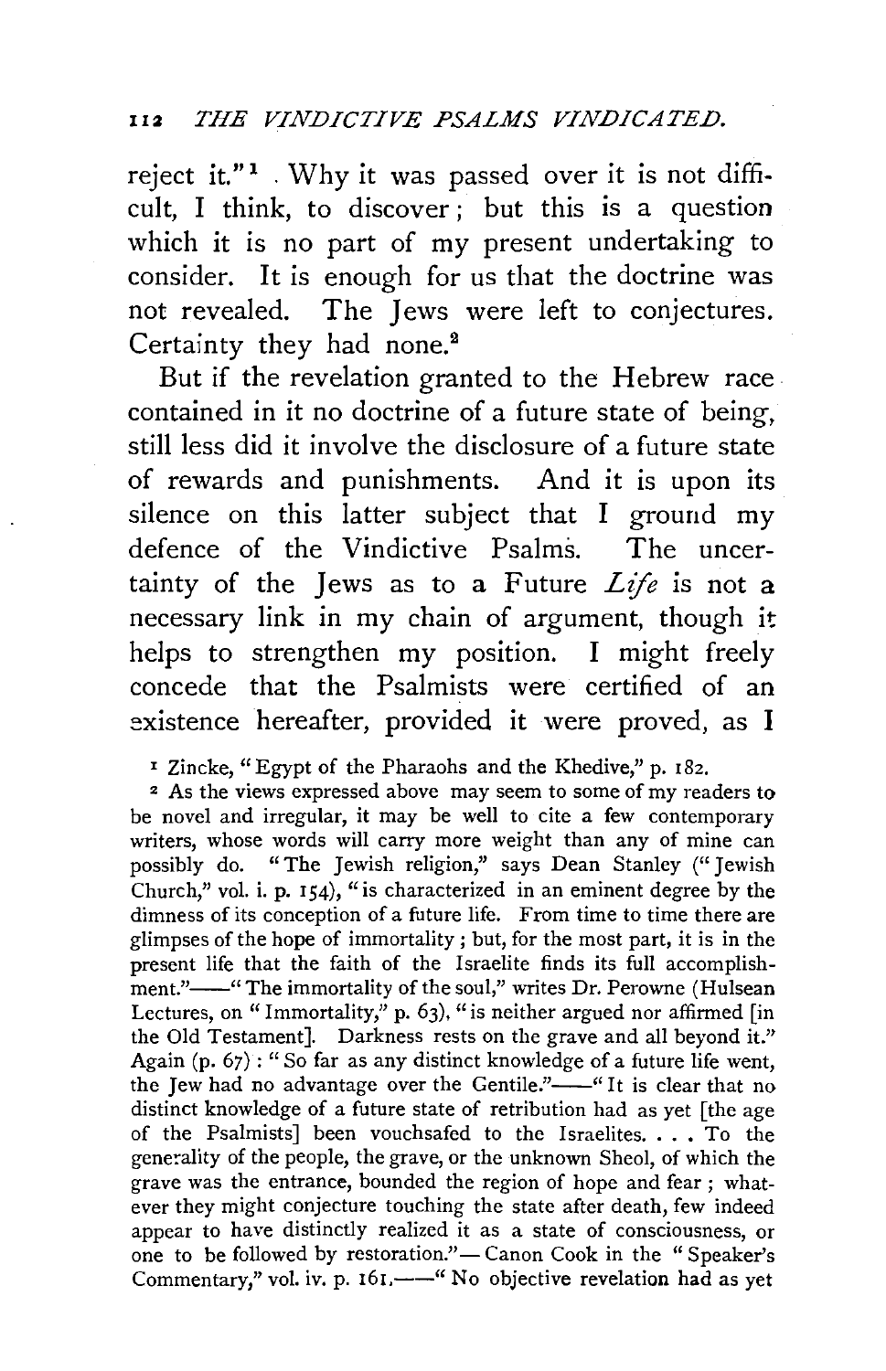reject it."[1] . Why it was passed over it is not difficult, I think, to discover; but this is a question which it is no part of my present undertaking to consider. It is enough for us that the doctrine was not revealed. The Jews were left to conjectures. Certainty they had none.[2]

But if the revelation granted to the Hebrew race contained in it no doctrine of a future state of being, still less did it involve the disclosure of a future state of rewards and punishments. And it is upon its silence on this latter subject that I ground my defence of the Vindictive Psalms. The uncertainty of the Jews as to a Future *Life* is not a necessary link in my chain of argument, though it helps to strengthen my position. I might freely concede that the Psalmists were certified of an existence hereafter, provided it were proved, as I

[1] Zincke, "Egypt of the Pharaohs and the Khedive," p. 182.

[2] As the views expressed above may seem to some of my readers to be novel and irregular, it may be well to cite a few contemporary writers, whose words will carry more weight than any of mine can possibly do. "The Jewish religion," says Dean Stanley ("Jewish Church," vol. i. p. 154), "is characterized in an eminent degree by the dimness of its conception of a future life. From time to time there are glimpses of the hope of immortality; but, for the most part, it is in the present life that the faith of the Israelite finds its full accomplishment."——"The immortality of the soul," writes Dr. Perowne (Hulsean Lectures, on "Immortality," p. 63), "is neither argued nor affirmed [in the Old Testament]. Darkness rests on the grave and all beyond it." Again (p. 67): "So far as any distinct knowledge of a future life went, the Jew had no advantage over the Gentile."——"It is clear that no distinct knowledge of a future state of retribution had as yet [the age of the Psalmists] been vouchsafed to the Israelites. . . . To the generality of the people, the grave, or the unknown Sheol, of which the grave was the entrance, bounded the region of hope and fear; whatever they might conjecture touching the state after death, few indeed appear to have distinctly realized it as a state of consciousness, or one to be followed by restoration."— Canon Cook in the "Speaker's Commentary," vol. iv. p. 161.——"No objective revelation had as yet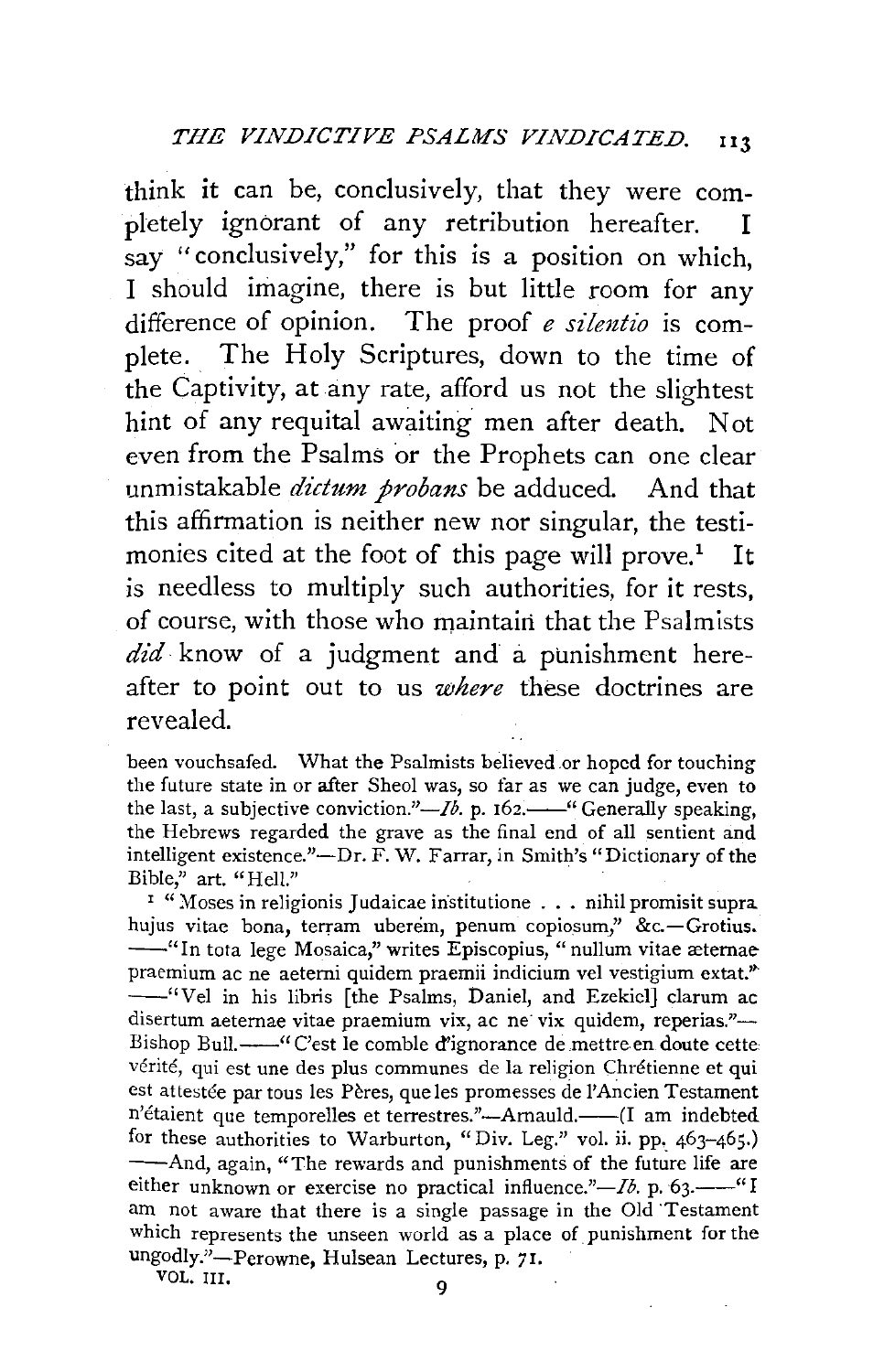think it can be, conclusively, that they were completely ignorant of any retribution hereafter. I say "conclusively," for this is a position on which, I should imagine, there is but little room for any difference of opinion. The proof *e silentio* is complete. The Holy Scriptures, down to the time of the Captivity, at any rate, afford us not the slightest hint of any requital awaiting men after death. Not even from the Psalms or the Prophets can one clear unmistakable *dictum probans* be adduced. And that this affirmation is neither new nor singular, the testimonies cited at the foot of this page will prove.[1] It is needless to multiply such authorities, for it rests, of course, with those who maintain that the Psalmists *did* know of a judgment and a punishment hereafter to point out to us *where* these doctrines are revealed.

been vouchsafed. What the Psalmists believed or hoped for touching the future state in or after Sheol was, so far as we can judge, even to the last, a subjective conviction."—*Ib.* p. 162.——"Generally speaking, the Hebrews regarded the grave as the final end of all sentient and intelligent existence."—Dr. F. W. Farrar, in Smith's "Dictionary of the Bible," art. "Hell."

[1] "Moses in religionis Judaicae institutione . . . nihil promisit supra hujus vitae bona, terram uberem, penum copiosum," &c.—Grotius. ——"In tota lege Mosaica," writes Episcopius, "nullum vitae æternae praemium ac ne aeterni quidem praemii indicium vel vestigium extat." ——"Vel in his libris [the Psalms, Daniel, and Ezekiel] clarum ac disertum aeternae vitae praemium vix, ac ne vix quidem, reperias."—Bishop Bull.——"C'est le comble d'ignorance de mettre en doute cette vérité, qui est une des plus communes de la religion Chrétienne et qui est attestée par tous les Pères, que les promesses de l'Ancien Testament n'étaient que temporelles et terrestres."—Arnauld.——(I am indebted for these authorities to Warburton, "Div. Leg." vol. ii. pp. 463–465.) ——And, again, "The rewards and punishments of the future life are either unknown or exercise no practical influence."—*Ib.* p. 63.——"I am not aware that there is a single passage in the Old Testament which represents the unseen world as a place of punishment for the ungodly."—Perowne, Hulsean Lectures, p. 71.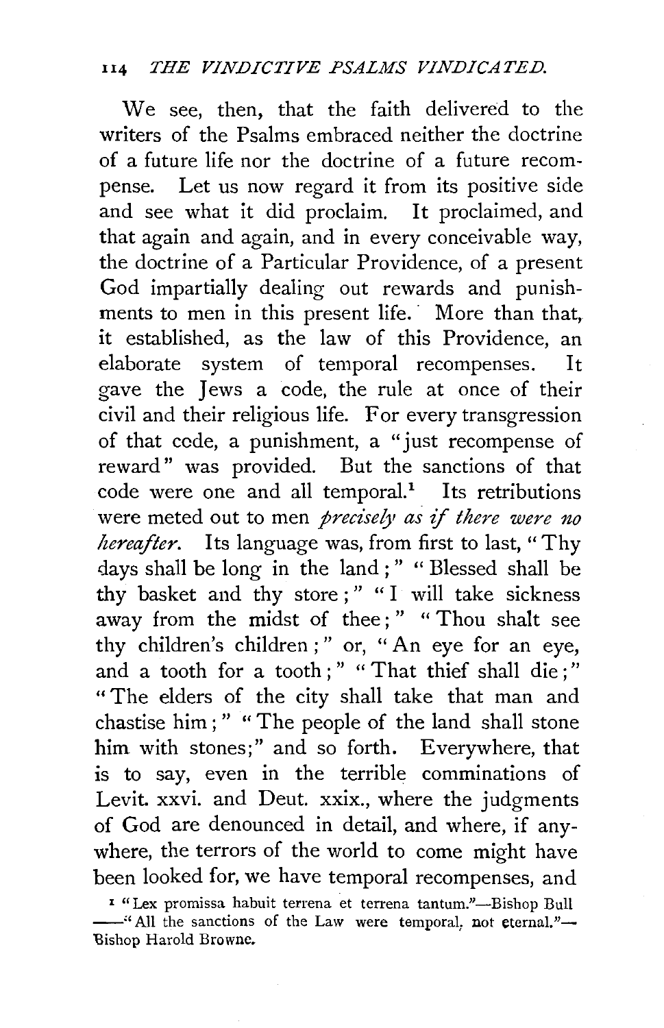We see, then, that the faith delivered to the writers of the Psalms embraced neither the doctrine of a future life nor the doctrine of a future recompense. Let us now regard it from its positive side and see what it did proclaim. It proclaimed, and that again and again, and in every conceivable way, the doctrine of a Particular Providence, of a present God impartially dealing out rewards and punishments to men in this present life. More than that, it established, as the law of this Providence, an elaborate system of temporal recompenses. It gave the Jews a code, the rule at once of their civil and their religious life. For every transgression of that code, a punishment, a "just recompense of reward" was provided. But the sanctions of that code were one and all temporal.[1] Its retributions were meted out to men *precisely as if there were no hereafter*. Its language was, from first to last, "Thy days shall be long in the land;" "Blessed shall be thy basket and thy store;" "I will take sickness away from the midst of thee;" "Thou shalt see thy children's children;" or, "An eye for an eye, and a tooth for a tooth;" "That thief shall die;" "The elders of the city shall take that man and chastise him;" "The people of the land shall stone him with stones;" and so forth. Everywhere, that is to say, even in the terrible comminations of Levit. xxvi. and Deut. xxix., where the judgments of God are denounced in detail, and where, if anywhere, the terrors of the world to come might have been looked for, we have temporal recompenses, and

[1] "Lex promissa habuit terrena et terrena tantum."—Bishop Bull —"All the sanctions of the Law were temporal, not eternal."—Bishop Harold Browne.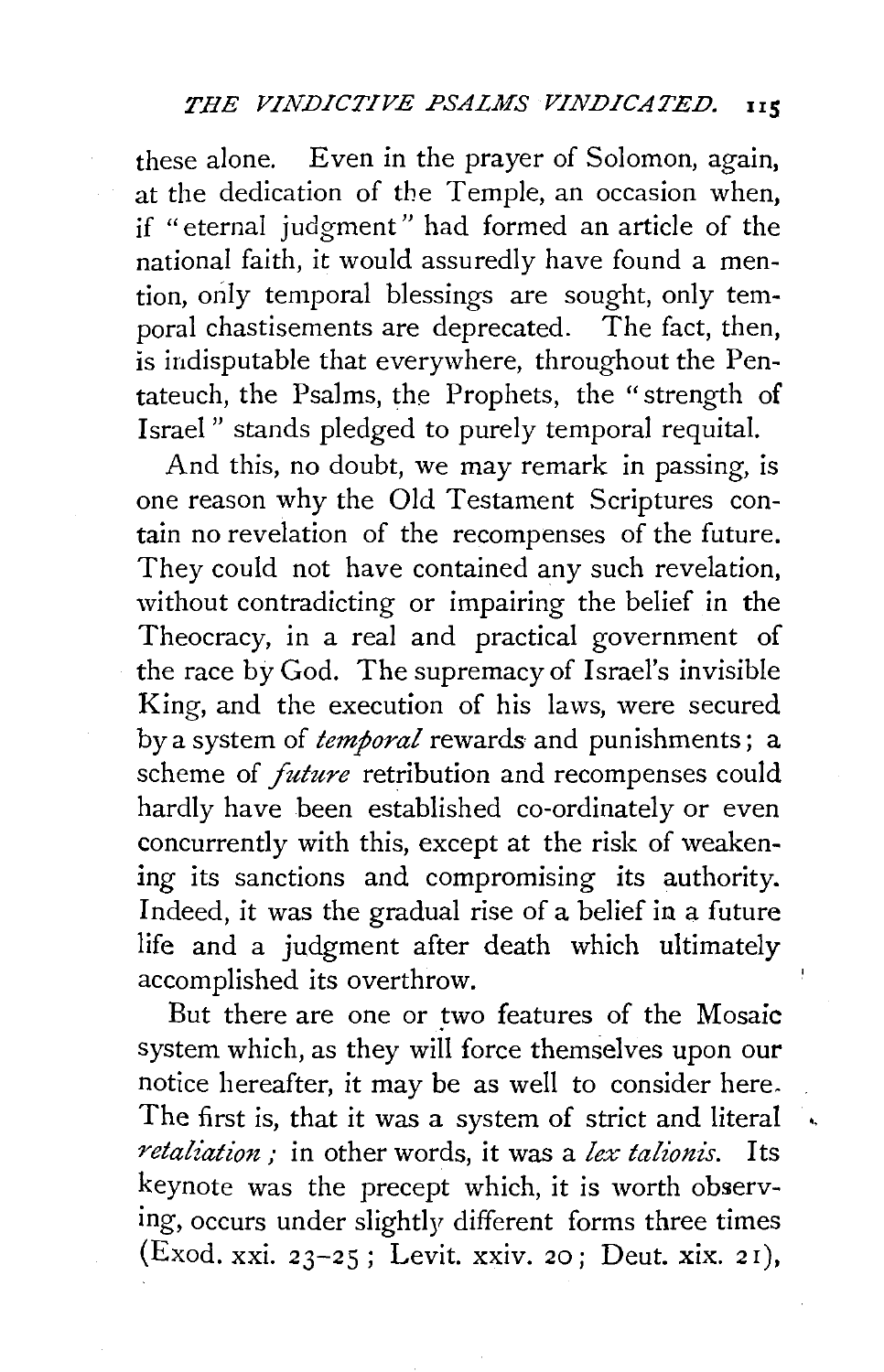these alone. Even in the prayer of Solomon, again, at the dedication of the Temple, an occasion when, if "eternal judgment" had formed an article of the national faith, it would assuredly have found a mention, only temporal blessings are sought, only temporal chastisements are deprecated. The fact, then, is indisputable that everywhere, throughout the Pentateuch, the Psalms, the Prophets, the "strength of Israel" stands pledged to purely temporal requital.

And this, no doubt, we may remark in passing, is one reason why the Old Testament Scriptures contain no revelation of the recompenses of the future. They could not have contained any such revelation, without contradicting or impairing the belief in the Theocracy, in a real and practical government of the race by God. The supremacy of Israel's invisible King, and the execution of his laws, were secured by a system of *temporal* rewards and punishments; a scheme of *future* retribution and recompenses could hardly have been established co-ordinately or even concurrently with this, except at the risk of weakening its sanctions and compromising its authority. Indeed, it was the gradual rise of a belief in a future life and a judgment after death which ultimately accomplished its overthrow.

But there are one or two features of the Mosaic system which, as they will force themselves upon our notice hereafter, it may be as well to consider here. The first is, that it was a system of strict and literal *retaliation*; in other words, it was a *lex talionis*. Its keynote was the precept which, it is worth observing, occurs under slightly different forms three times (Exod. xxi. 23–25; Levit. xxiv. 20; Deut. xix. 21),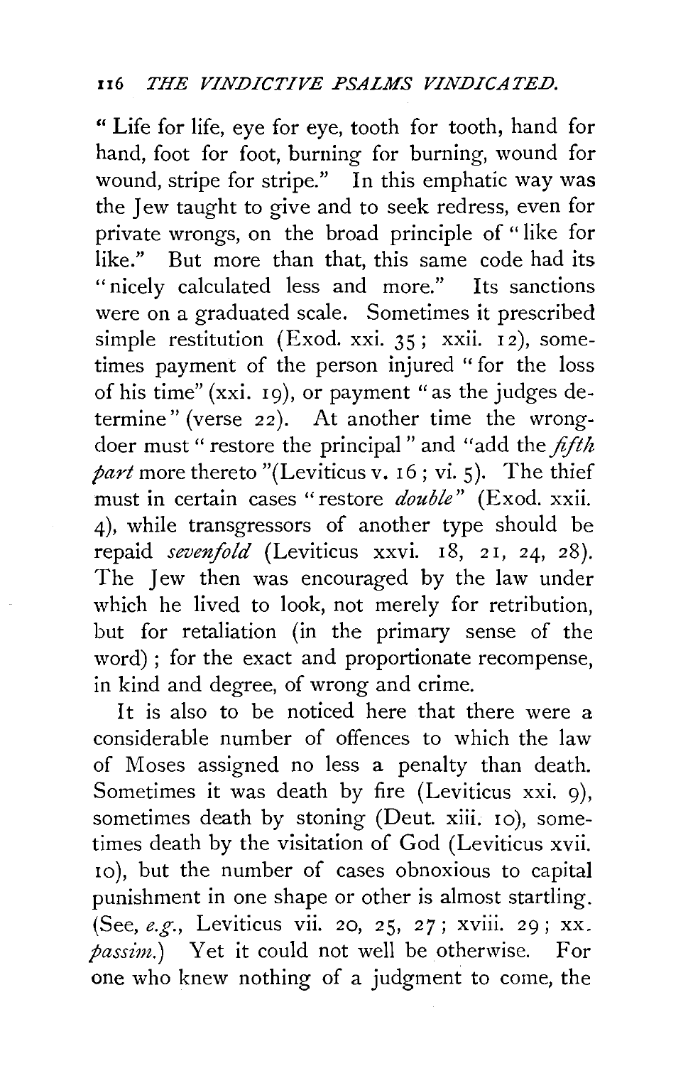"Life for life, eye for eye, tooth for tooth, hand for hand, foot for foot, burning for burning, wound for wound, stripe for stripe." In this emphatic way was the Jew taught to give and to seek redress, even for private wrongs, on the broad principle of "like for like." But more than that, this same code had its "nicely calculated less and more." Its sanctions were on a graduated scale. Sometimes it prescribed simple restitution (Exod. xxi. 35; xxii. 12), sometimes payment of the person injured "for the loss of his time" (xxi. 19), or payment "as the judges determine" (verse 22). At another time the wrong-doer must "restore the principal" and "add the *fifth part* more thereto "(Leviticus v. 16; vi. 5). The thief must in certain cases "restore *double*" (Exod. xxii. 4), while transgressors of another type should be repaid *sevenfold* (Leviticus xxvi. 18, 21, 24, 28). The Jew then was encouraged by the law under which he lived to look, not merely for retribution, but for retaliation (in the primary sense of the word); for the exact and proportionate recompense, in kind and degree, of wrong and crime.

It is also to be noticed here that there were a considerable number of offences to which the law of Moses assigned no less a penalty than death. Sometimes it was death by fire (Leviticus xxi. 9), sometimes death by stoning (Deut. xiii. 10), sometimes death by the visitation of God (Leviticus xvii. 10), but the number of cases obnoxious to capital punishment in one shape or other is almost startling. (See, *e.g.*, Leviticus vii. 20, 25, 27; xviii. 29; xx. *passim.*) Yet it could not well be otherwise. For one who knew nothing of a judgment to come, the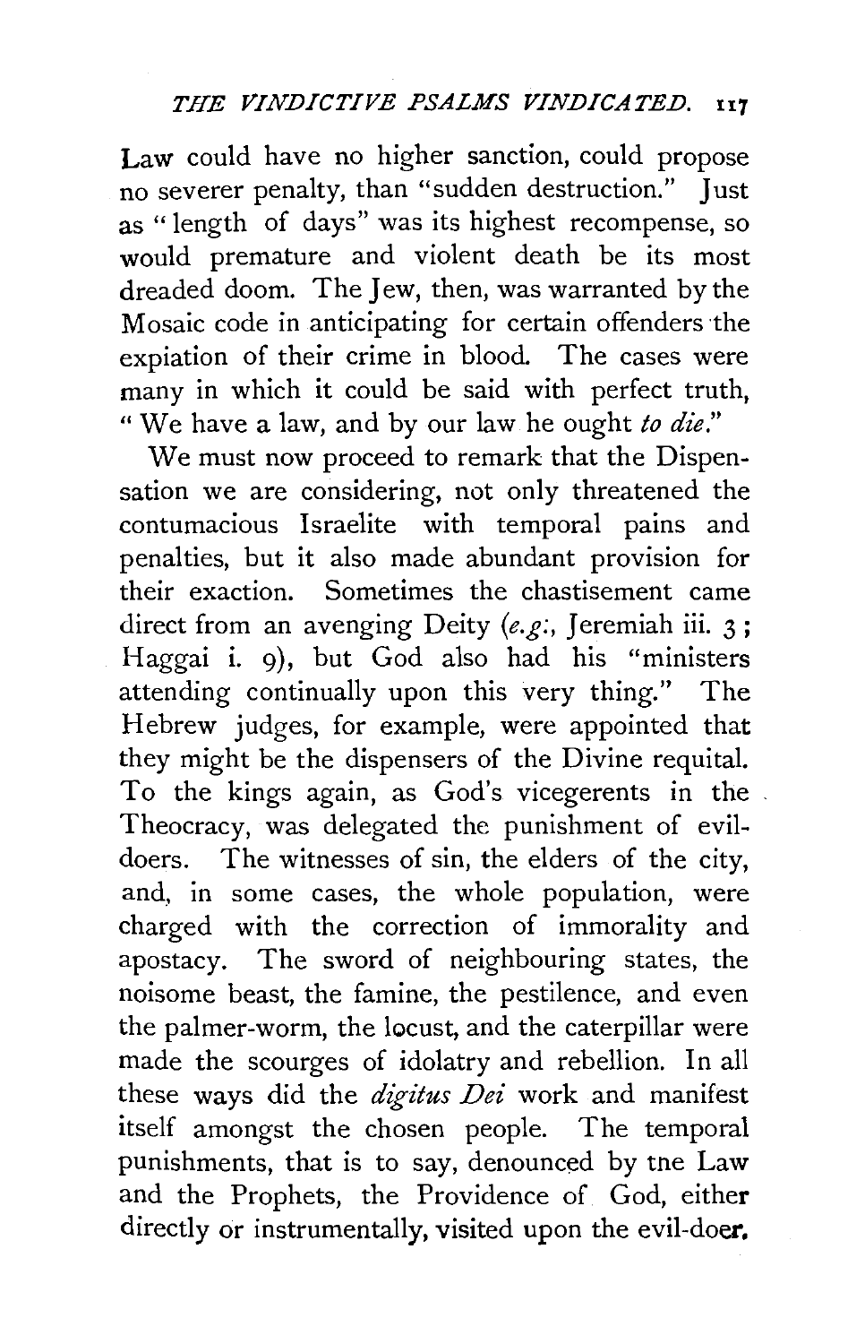Law could have no higher sanction, could propose no severer penalty, than "sudden destruction." Just as "length of days" was its highest recompense, so would premature and violent death be its most dreaded doom. The Jew, then, was warranted by the Mosaic code in anticipating for certain offenders the expiation of their crime in blood. The cases were many in which it could be said with perfect truth, "We have a law, and by our law he ought *to die*."

We must now proceed to remark that the Dispensation we are considering, not only threatened the contumacious Israelite with temporal pains and penalties, but it also made abundant provision for their exaction. Sometimes the chastisement came direct from an avenging Deity (*e.g.*, Jeremiah iii. 3; Haggai i. 9), but God also had his "ministers attending continually upon this very thing." The Hebrew judges, for example, were appointed that they might be the dispensers of the Divine requital. To the kings again, as God's vicegerents in the Theocracy, was delegated the punishment of evil-doers. The witnesses of sin, the elders of the city, and, in some cases, the whole population, were charged with the correction of immorality and apostasy. The sword of neighbouring states, the noisome beast, the famine, the pestilence, and even the palmer-worm, the locust, and the caterpillar were made the scourges of idolatry and rebellion. In all these ways did the *digitus Dei* work and manifest itself amongst the chosen people. The temporal punishments, that is to say, denounced by the Law and the Prophets, the Providence of God, either directly or instrumentally, visited upon the evil-doer.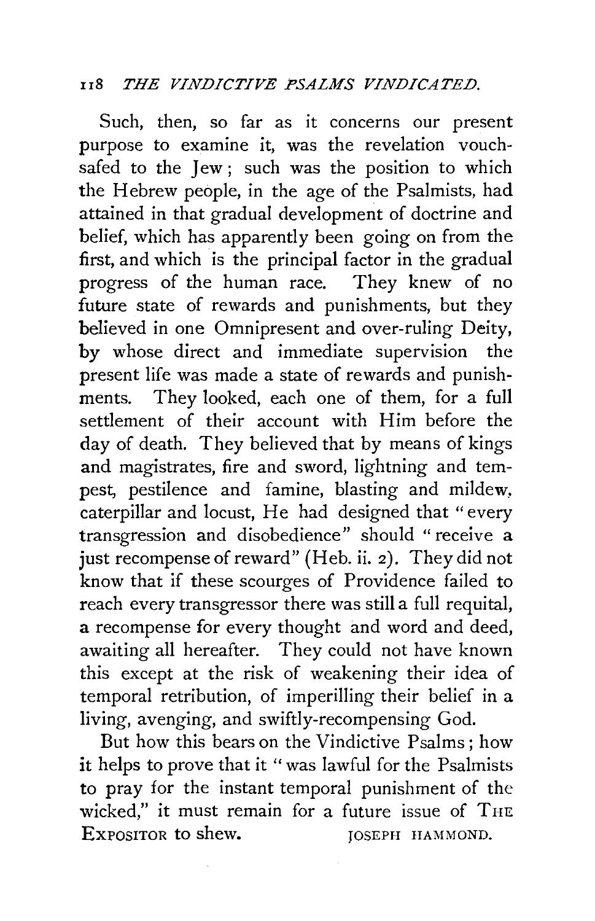Such, then, so far as it concerns our present purpose to examine it, was the revelation vouchsafed to the Jew; such was the position to which the Hebrew people, in the age of the Psalmists, had attained in that gradual development of doctrine and belief, which has apparently been going on from the first, and which is the principal factor in the gradual progress of the human race. They knew of no future state of rewards and punishments, but they believed in one Omnipresent and over-ruling Deity, by whose direct and immediate supervision the present life was made a state of rewards and punishments. They looked, each one of them, for a full settlement of their account with Him before the day of death. They believed that by means of kings and magistrates, fire and sword, lightning and tempest, pestilence and famine, blasting and mildew, caterpillar and locust, He had designed that "every transgression and disobedience" should "receive a just recompense of reward" (Heb. ii. 2). They did not know that if these scourges of Providence failed to reach every transgressor there was still a full requital, a recompense for every thought and word and deed, awaiting all hereafter. They could not have known this except at the risk of weakening their idea of temporal retribution, of imperilling their belief in a living, avenging, and swiftly-recompensing God.

But how this bears on the Vindictive Psalms; how it helps to prove that it "was lawful for the Psalmists to pray for the instant temporal punishment of the wicked," it must remain for a future issue of THE EXPOSITOR to shew.

JOSEPH HAMMOND.